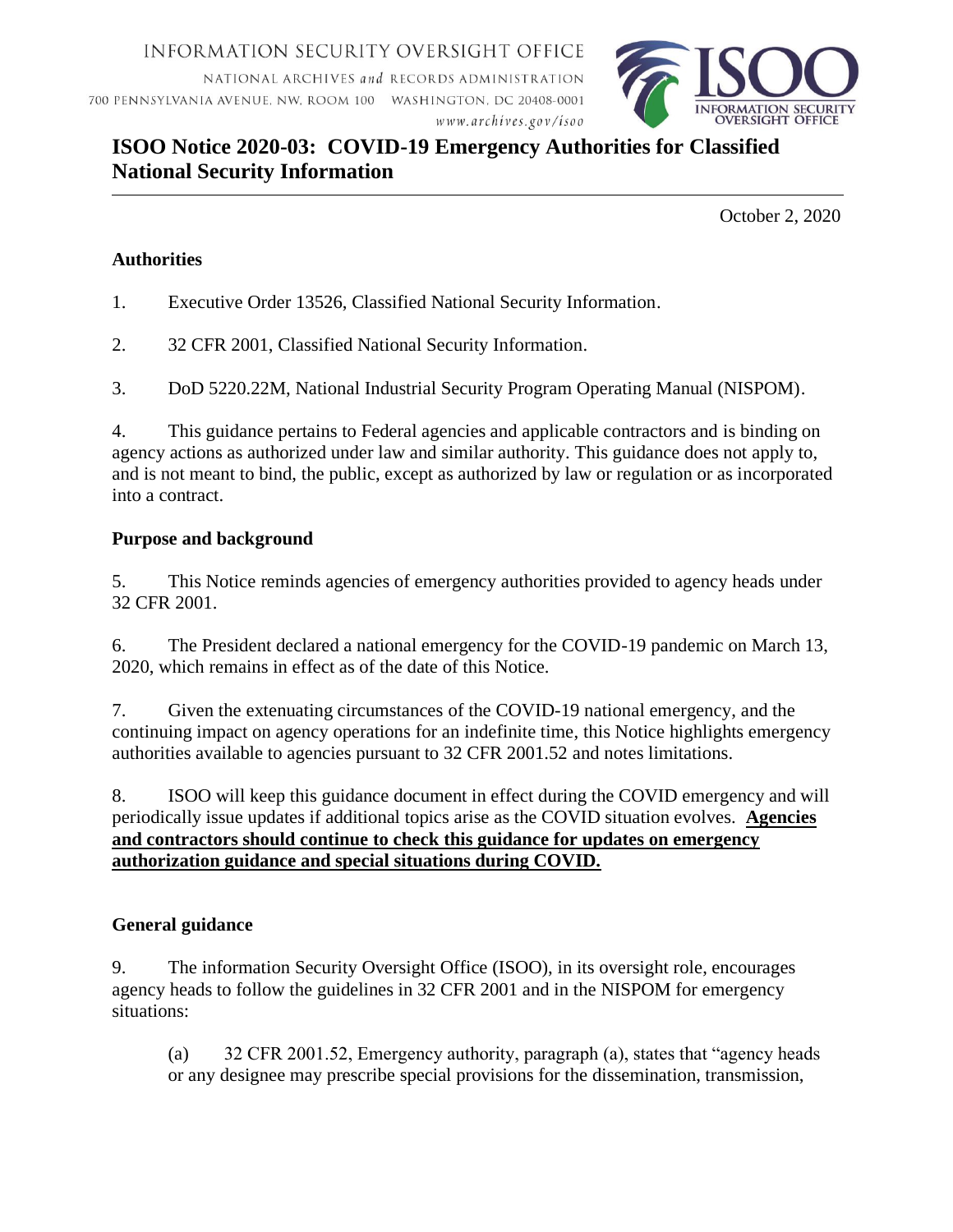INFORMATION SECURITY OVERSIGHT OFFICE

NATIONAL ARCHIVES *and* RECORDS ADMINISTRATION

700 PENNSYLVANIA AVENUE, NW, ROOM 100 WASHINGTON, DC 20408-0001

*www.archives.gov/isoo*

# ISOO Notice 2020-03: COVID-19 Emergency Authorities for Classified National Security Information

---

October 2, 2020

## Authorities

1. Executive Order 13526, Classified National Security Information.

2. 32 CFR 2001, Classified National Security Information.

3. DoD 5220.22M, National Industrial Security Program Operating Manual (NISPOM).

4. This guidance pertains to Federal agencies and applicable contractors and is binding on agency actions as authorized under law and similar authority. This guidance does not apply to, and is not meant to bind, the public, except as authorized by law or regulation or as incorporated into a contract.

## Purpose and background

5. This Notice reminds agencies of emergency authorities provided to agency heads under 32 CFR 2001.

6. The President declared a national emergency for the COVID-19 pandemic on March 13, 2020, which remains in effect as of the date of this Notice.

7. Given the extenuating circumstances of the COVID-19 national emergency, and the continuing impact on agency operations for an indefinite time, this Notice highlights emergency authorities available to agencies pursuant to 32 CFR 2001.52 and notes limitations.

8. ISOO will keep this guidance document in effect during the COVID emergency and will periodically issue updates if additional topics arise as the COVID situation evolves. **Agencies and contractors should continue to check this guidance for updates on emergency authorization guidance and special situations during COVID.**

## General guidance

9. The information Security Oversight Office (ISOO), in its oversight role, encourages agency heads to follow the guidelines in 32 CFR 2001 and in the NISPOM for emergency situations:

(a) 32 CFR 2001.52, Emergency authority, paragraph (a), states that "agency heads or any designee may prescribe special provisions for the dissemination, transmission,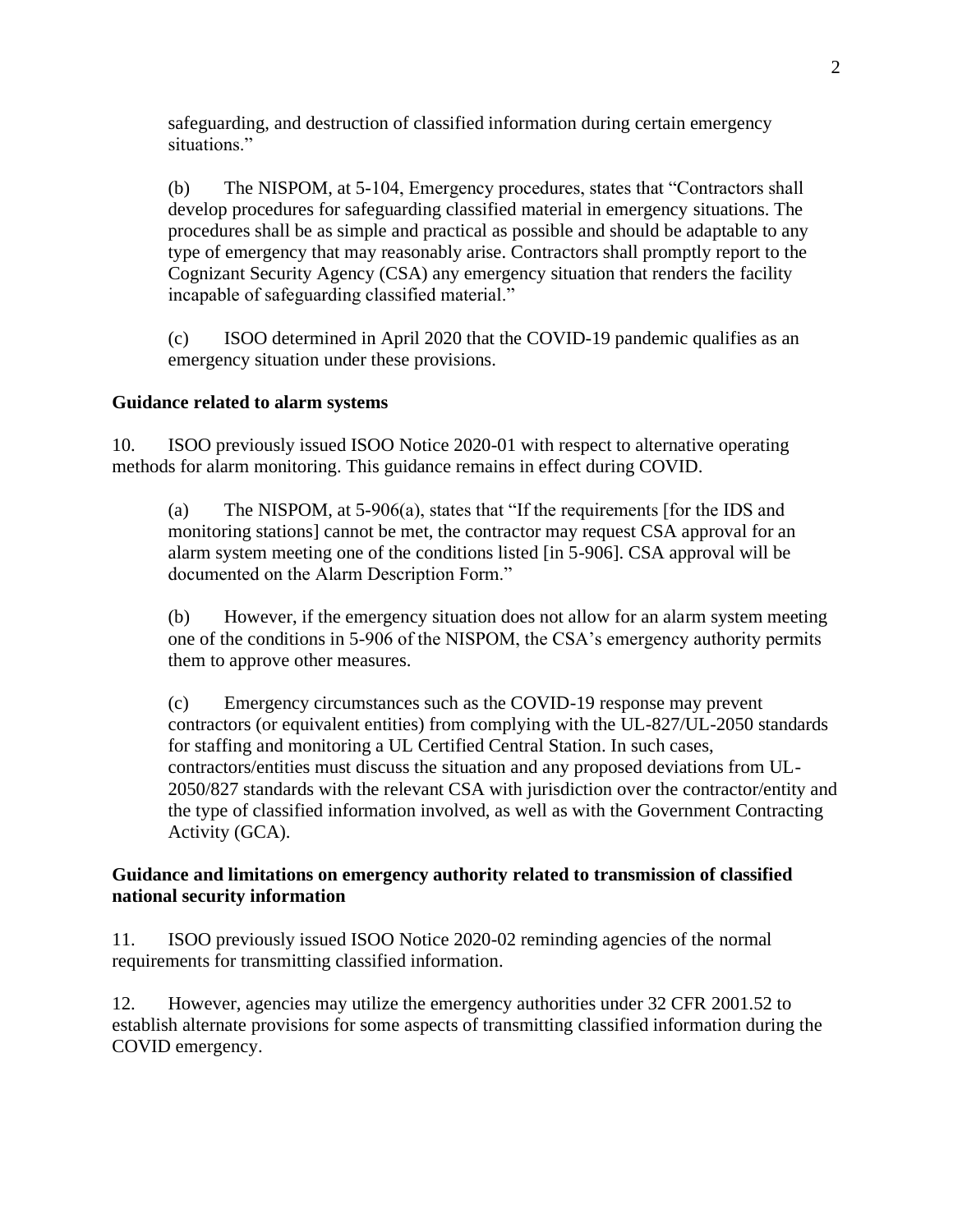safeguarding, and destruction of classified information during certain emergency situations."

(b) The NISPOM, at 5-104, Emergency procedures, states that "Contractors shall develop procedures for safeguarding classified material in emergency situations. The procedures shall be as simple and practical as possible and should be adaptable to any type of emergency that may reasonably arise. Contractors shall promptly report to the Cognizant Security Agency (CSA) any emergency situation that renders the facility incapable of safeguarding classified material."

(c) ISOO determined in April 2020 that the COVID-19 pandemic qualifies as an emergency situation under these provisions.

**Guidance related to alarm systems**

10. ISOO previously issued ISOO Notice 2020-01 with respect to alternative operating methods for alarm monitoring. This guidance remains in effect during COVID.

(a) The NISPOM, at 5-906(a), states that "If the requirements [for the IDS and monitoring stations] cannot be met, the contractor may request CSA approval for an alarm system meeting one of the conditions listed [in 5-906]. CSA approval will be documented on the Alarm Description Form."

(b) However, if the emergency situation does not allow for an alarm system meeting one of the conditions in 5-906 of the NISPOM, the CSA's emergency authority permits them to approve other measures.

(c) Emergency circumstances such as the COVID-19 response may prevent contractors (or equivalent entities) from complying with the UL-827/UL-2050 standards for staffing and monitoring a UL Certified Central Station. In such cases, contractors/entities must discuss the situation and any proposed deviations from UL-2050/827 standards with the relevant CSA with jurisdiction over the contractor/entity and the type of classified information involved, as well as with the Government Contracting Activity (GCA).

**Guidance and limitations on emergency authority related to transmission of classified national security information**

11. ISOO previously issued ISOO Notice 2020-02 reminding agencies of the normal requirements for transmitting classified information.

12. However, agencies may utilize the emergency authorities under 32 CFR 2001.52 to establish alternate provisions for some aspects of transmitting classified information during the COVID emergency.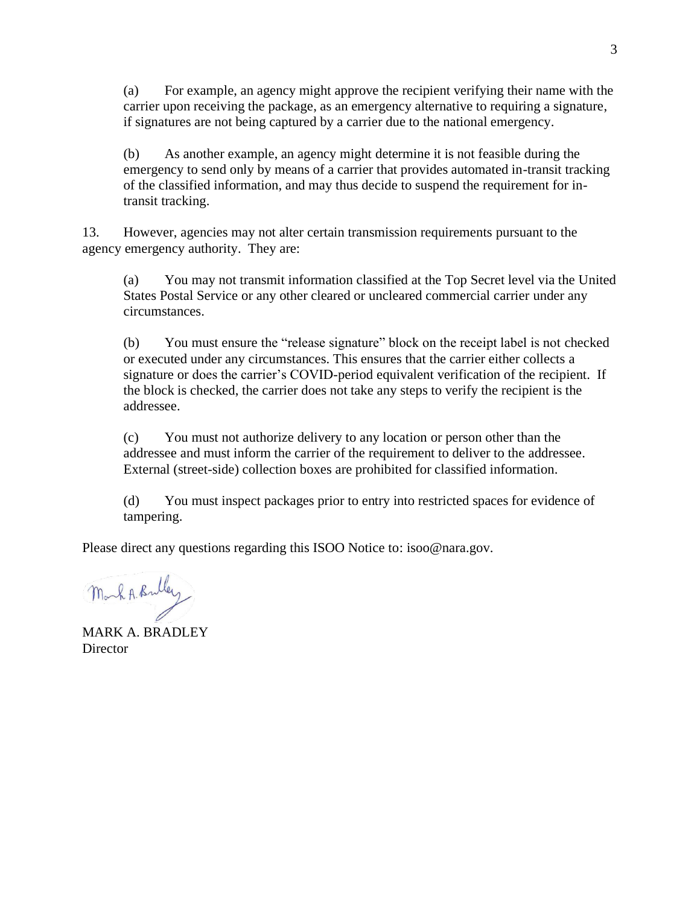(a) For example, an agency might approve the recipient verifying their name with the carrier upon receiving the package, as an emergency alternative to requiring a signature, if signatures are not being captured by a carrier due to the national emergency.

(b) As another example, an agency might determine it is not feasible during the emergency to send only by means of a carrier that provides automated in-transit tracking of the classified information, and may thus decide to suspend the requirement for in-transit tracking.

13. However, agencies may not alter certain transmission requirements pursuant to the agency emergency authority. They are:

(a) You may not transmit information classified at the Top Secret level via the United States Postal Service or any other cleared or uncleared commercial carrier under any circumstances.

(b) You must ensure the "release signature" block on the receipt label is not checked or executed under any circumstances. This ensures that the carrier either collects a signature or does the carrier's COVID-period equivalent verification of the recipient. If the block is checked, the carrier does not take any steps to verify the recipient is the addressee.

(c) You must not authorize delivery to any location or person other than the addressee and must inform the carrier of the requirement to deliver to the addressee. External (street-side) collection boxes are prohibited for classified information.

(d) You must inspect packages prior to entry into restricted spaces for evidence of tampering.

Please direct any questions regarding this ISOO Notice to: isoo@nara.gov.

MARK A. BRADLEY
Director